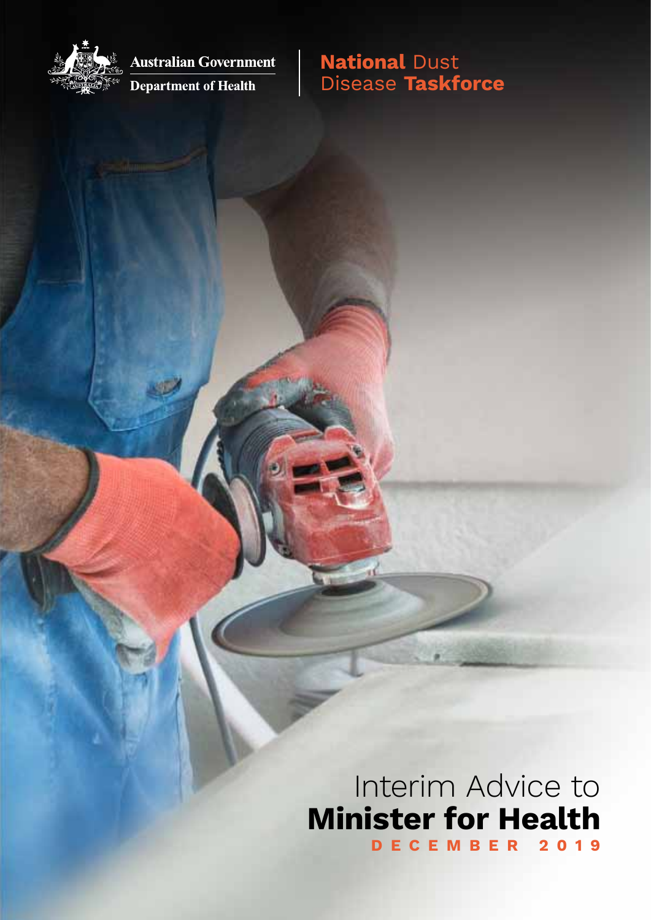Australian Government

Department of Health

**National** Dust Disease **Taskforce**

# Interim Advice to **Minister for Health**

**DECEMBER 2019**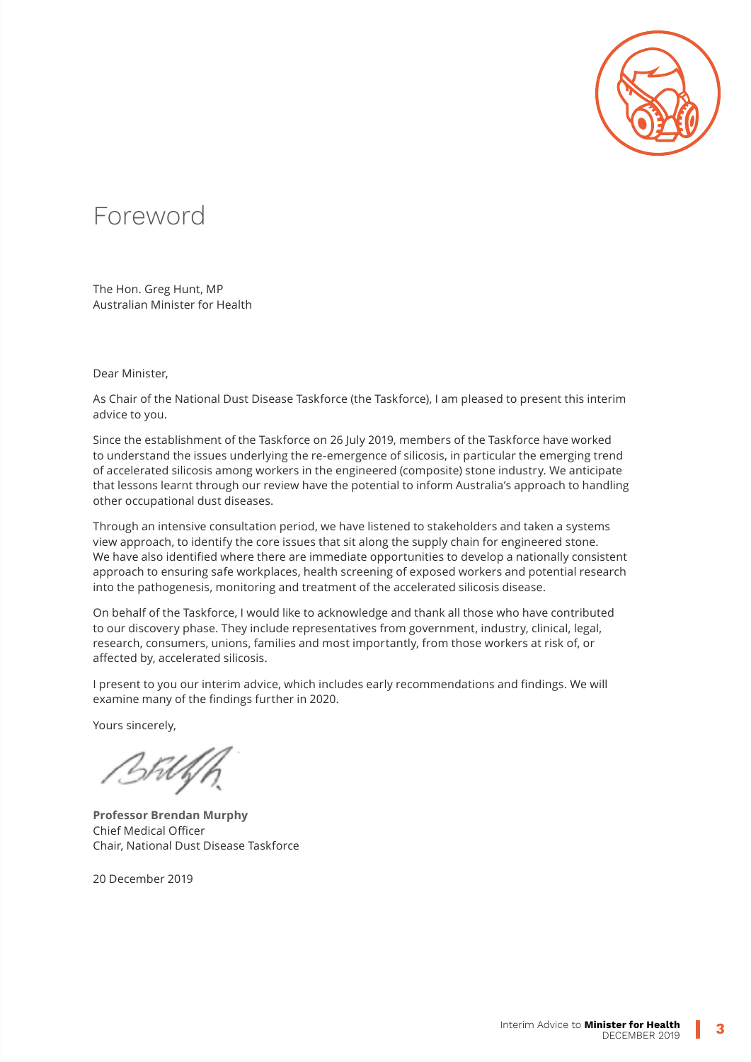# Foreword

The Hon. Greg Hunt, MP
Australian Minister for Health

Dear Minister,

As Chair of the National Dust Disease Taskforce (the Taskforce), I am pleased to present this interim advice to you.

Since the establishment of the Taskforce on 26 July 2019, members of the Taskforce have worked to understand the issues underlying the re-emergence of silicosis, in particular the emerging trend of accelerated silicosis among workers in the engineered (composite) stone industry. We anticipate that lessons learnt through our review have the potential to inform Australia's approach to handling other occupational dust diseases.

Through an intensive consultation period, we have listened to stakeholders and taken a systems view approach, to identify the core issues that sit along the supply chain for engineered stone. We have also identified where there are immediate opportunities to develop a nationally consistent approach to ensuring safe workplaces, health screening of exposed workers and potential research into the pathogenesis, monitoring and treatment of the accelerated silicosis disease.

On behalf of the Taskforce, I would like to acknowledge and thank all those who have contributed to our discovery phase. They include representatives from government, industry, clinical, legal, research, consumers, unions, families and most importantly, from those workers at risk of, or affected by, accelerated silicosis.

I present to you our interim advice, which includes early recommendations and findings. We will examine many of the findings further in 2020.

Yours sincerely,

**Professor Brendan Murphy**
Chief Medical Officer
Chair, National Dust Disease Taskforce

20 December 2019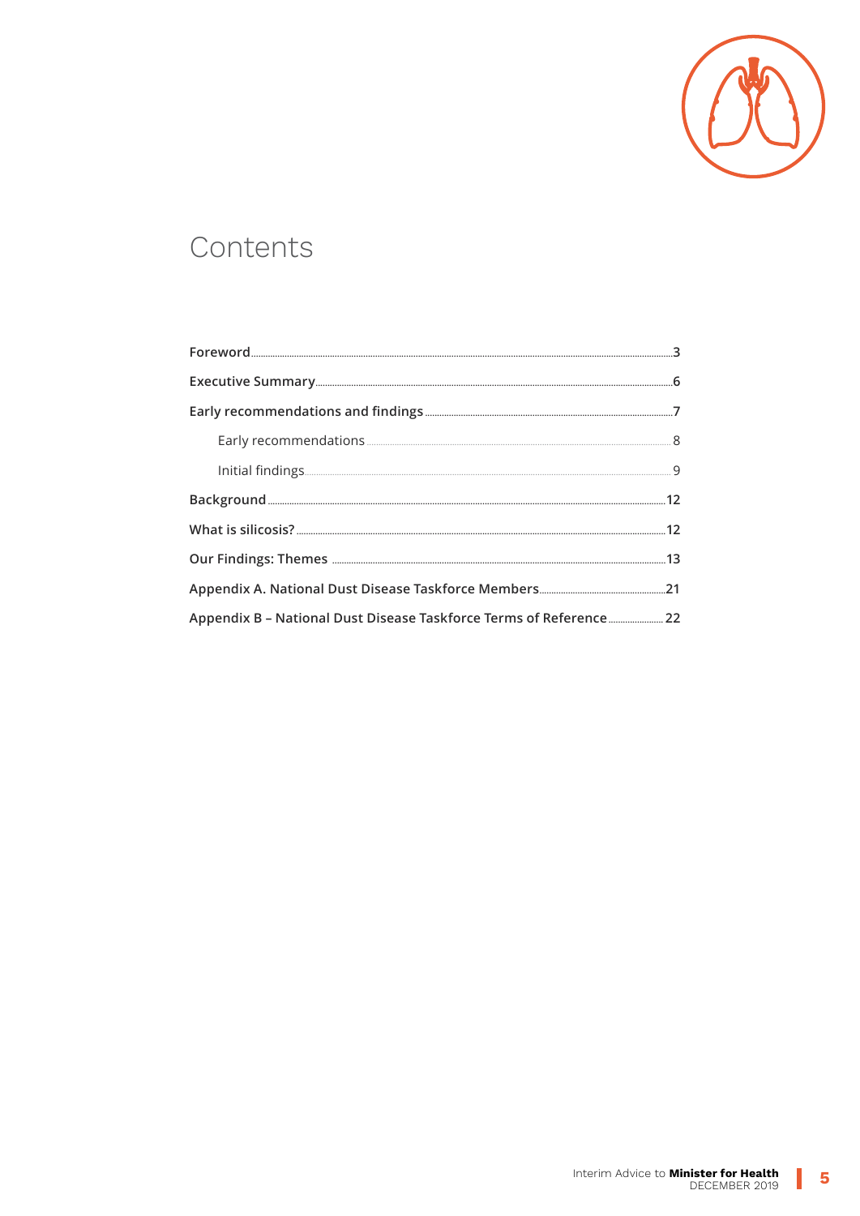# Contents

| | |
|---|---|
| **Foreword** | **3** |
| **Executive Summary** | **6** |
| **Early recommendations and findings** | **7** |
| Early recommendations | 8 |
| Initial findings | 9 |
| **Background** | **12** |
| **What is silicosis?** | **12** |
| **Our Findings: Themes** | **13** |
| **Appendix A. National Dust Disease Taskforce Members** | **21** |
| **Appendix B – National Dust Disease Taskforce Terms of Reference** | **22** |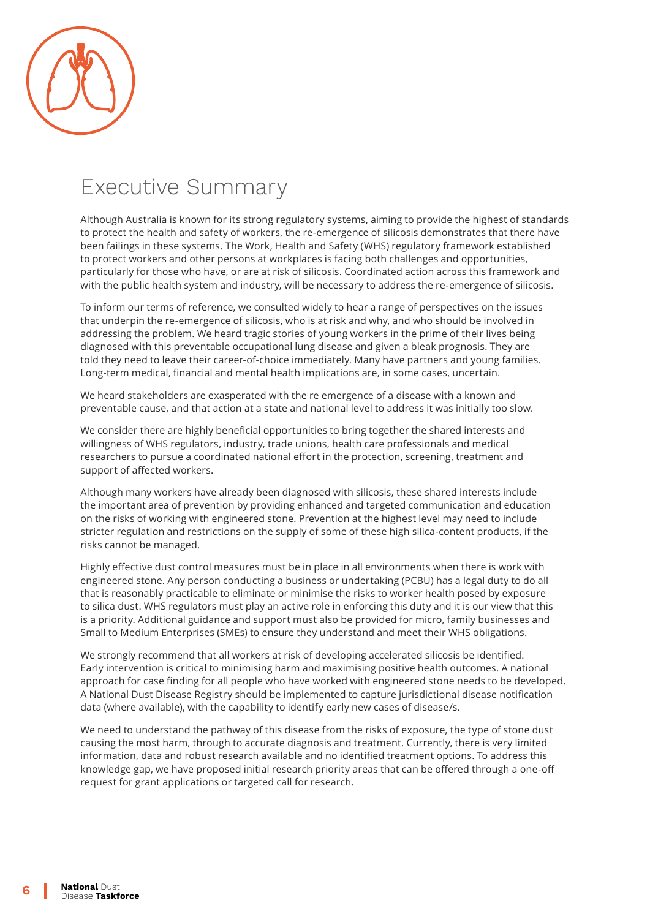# Executive Summary

Although Australia is known for its strong regulatory systems, aiming to provide the highest of standards to protect the health and safety of workers, the re-emergence of silicosis demonstrates that there have been failings in these systems. The Work, Health and Safety (WHS) regulatory framework established to protect workers and other persons at workplaces is facing both challenges and opportunities, particularly for those who have, or are at risk of silicosis. Coordinated action across this framework and with the public health system and industry, will be necessary to address the re-emergence of silicosis.

To inform our terms of reference, we consulted widely to hear a range of perspectives on the issues that underpin the re-emergence of silicosis, who is at risk and why, and who should be involved in addressing the problem. We heard tragic stories of young workers in the prime of their lives being diagnosed with this preventable occupational lung disease and given a bleak prognosis. They are told they need to leave their career-of-choice immediately. Many have partners and young families. Long-term medical, financial and mental health implications are, in some cases, uncertain.

We heard stakeholders are exasperated with the re emergence of a disease with a known and preventable cause, and that action at a state and national level to address it was initially too slow.

We consider there are highly beneficial opportunities to bring together the shared interests and willingness of WHS regulators, industry, trade unions, health care professionals and medical researchers to pursue a coordinated national effort in the protection, screening, treatment and support of affected workers.

Although many workers have already been diagnosed with silicosis, these shared interests include the important area of prevention by providing enhanced and targeted communication and education on the risks of working with engineered stone. Prevention at the highest level may need to include stricter regulation and restrictions on the supply of some of these high silica-content products, if the risks cannot be managed.

Highly effective dust control measures must be in place in all environments when there is work with engineered stone. Any person conducting a business or undertaking (PCBU) has a legal duty to do all that is reasonably practicable to eliminate or minimise the risks to worker health posed by exposure to silica dust. WHS regulators must play an active role in enforcing this duty and it is our view that this is a priority. Additional guidance and support must also be provided for micro, family businesses and Small to Medium Enterprises (SMEs) to ensure they understand and meet their WHS obligations.

We strongly recommend that all workers at risk of developing accelerated silicosis be identified. Early intervention is critical to minimising harm and maximising positive health outcomes. A national approach for case finding for all people who have worked with engineered stone needs to be developed. A National Dust Disease Registry should be implemented to capture jurisdictional disease notification data (where available), with the capability to identify early new cases of disease/s.

We need to understand the pathway of this disease from the risks of exposure, the type of stone dust causing the most harm, through to accurate diagnosis and treatment. Currently, there is very limited information, data and robust research available and no identified treatment options. To address this knowledge gap, we have proposed initial research priority areas that can be offered through a one-off request for grant applications or targeted call for research.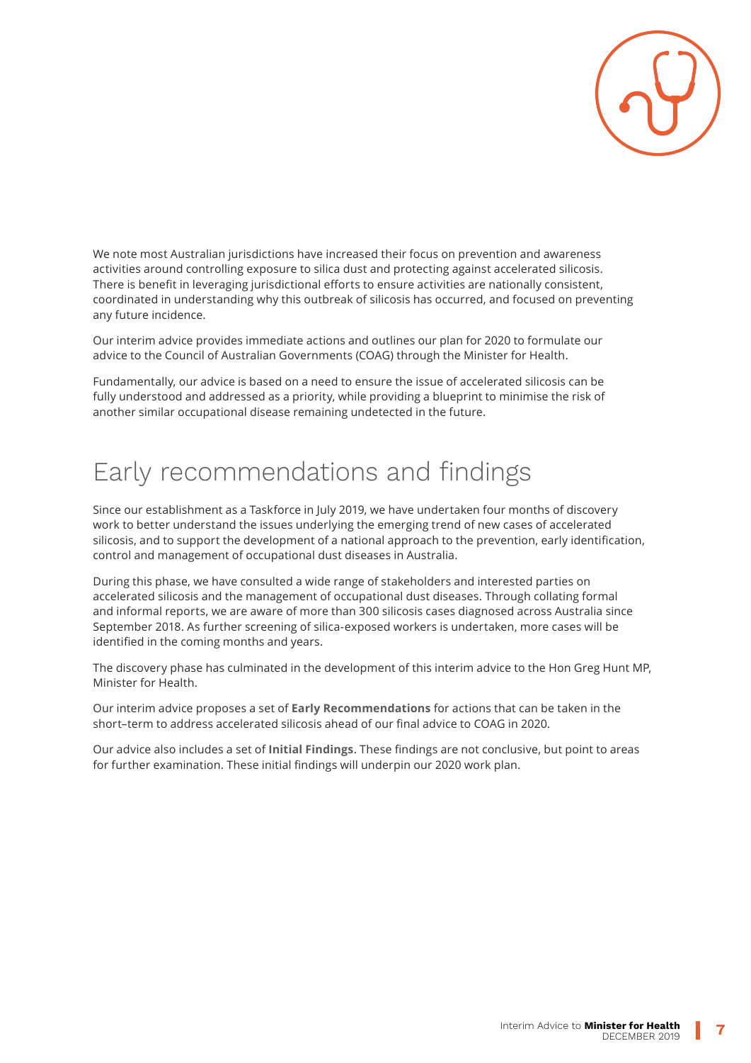We note most Australian jurisdictions have increased their focus on prevention and awareness activities around controlling exposure to silica dust and protecting against accelerated silicosis. There is benefit in leveraging jurisdictional efforts to ensure activities are nationally consistent, coordinated in understanding why this outbreak of silicosis has occurred, and focused on preventing any future incidence.

Our interim advice provides immediate actions and outlines our plan for 2020 to formulate our advice to the Council of Australian Governments (COAG) through the Minister for Health.

Fundamentally, our advice is based on a need to ensure the issue of accelerated silicosis can be fully understood and addressed as a priority, while providing a blueprint to minimise the risk of another similar occupational disease remaining undetected in the future.

# Early recommendations and findings

Since our establishment as a Taskforce in July 2019, we have undertaken four months of discovery work to better understand the issues underlying the emerging trend of new cases of accelerated silicosis, and to support the development of a national approach to the prevention, early identification, control and management of occupational dust diseases in Australia.

During this phase, we have consulted a wide range of stakeholders and interested parties on accelerated silicosis and the management of occupational dust diseases. Through collating formal and informal reports, we are aware of more than 300 silicosis cases diagnosed across Australia since September 2018. As further screening of silica-exposed workers is undertaken, more cases will be identified in the coming months and years.

The discovery phase has culminated in the development of this interim advice to the Hon Greg Hunt MP, Minister for Health.

Our interim advice proposes a set of **Early Recommendations** for actions that can be taken in the short–term to address accelerated silicosis ahead of our final advice to COAG in 2020.

Our advice also includes a set of **Initial Findings**. These findings are not conclusive, but point to areas for further examination. These initial findings will underpin our 2020 work plan.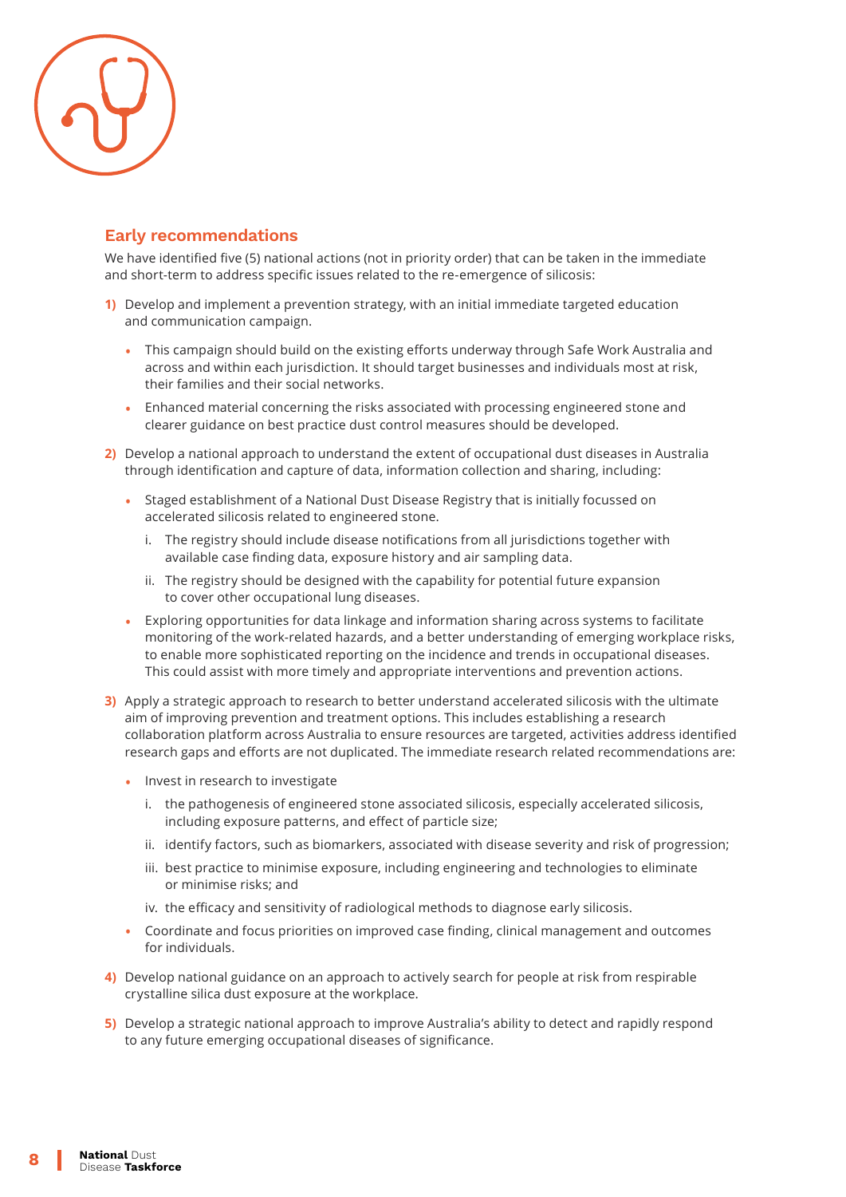## Early recommendations

We have identified five (5) national actions (not in priority order) that can be taken in the immediate and short-term to address specific issues related to the re-emergence of silicosis:

1) Develop and implement a prevention strategy, with an initial immediate targeted education and communication campaign.
   - This campaign should build on the existing efforts underway through Safe Work Australia and across and within each jurisdiction. It should target businesses and individuals most at risk, their families and their social networks.
   - Enhanced material concerning the risks associated with processing engineered stone and clearer guidance on best practice dust control measures should be developed.

2) Develop a national approach to understand the extent of occupational dust diseases in Australia through identification and capture of data, information collection and sharing, including:
   - Staged establishment of a National Dust Disease Registry that is initially focussed on accelerated silicosis related to engineered stone.
     i. The registry should include disease notifications from all jurisdictions together with available case finding data, exposure history and air sampling data.
     ii. The registry should be designed with the capability for potential future expansion to cover other occupational lung diseases.
   - Exploring opportunities for data linkage and information sharing across systems to facilitate monitoring of the work-related hazards, and a better understanding of emerging workplace risks, to enable more sophisticated reporting on the incidence and trends in occupational diseases. This could assist with more timely and appropriate interventions and prevention actions.

3) Apply a strategic approach to research to better understand accelerated silicosis with the ultimate aim of improving prevention and treatment options. This includes establishing a research collaboration platform across Australia to ensure resources are targeted, activities address identified research gaps and efforts are not duplicated. The immediate research related recommendations are:
   - Invest in research to investigate
     i. the pathogenesis of engineered stone associated silicosis, especially accelerated silicosis, including exposure patterns, and effect of particle size;
     ii. identify factors, such as biomarkers, associated with disease severity and risk of progression;
     iii. best practice to minimise exposure, including engineering and technologies to eliminate or minimise risks; and
     iv. the efficacy and sensitivity of radiological methods to diagnose early silicosis.
   - Coordinate and focus priorities on improved case finding, clinical management and outcomes for individuals.

4) Develop national guidance on an approach to actively search for people at risk from respirable crystalline silica dust exposure at the workplace.

5) Develop a strategic national approach to improve Australia's ability to detect and rapidly respond to any future emerging occupational diseases of significance.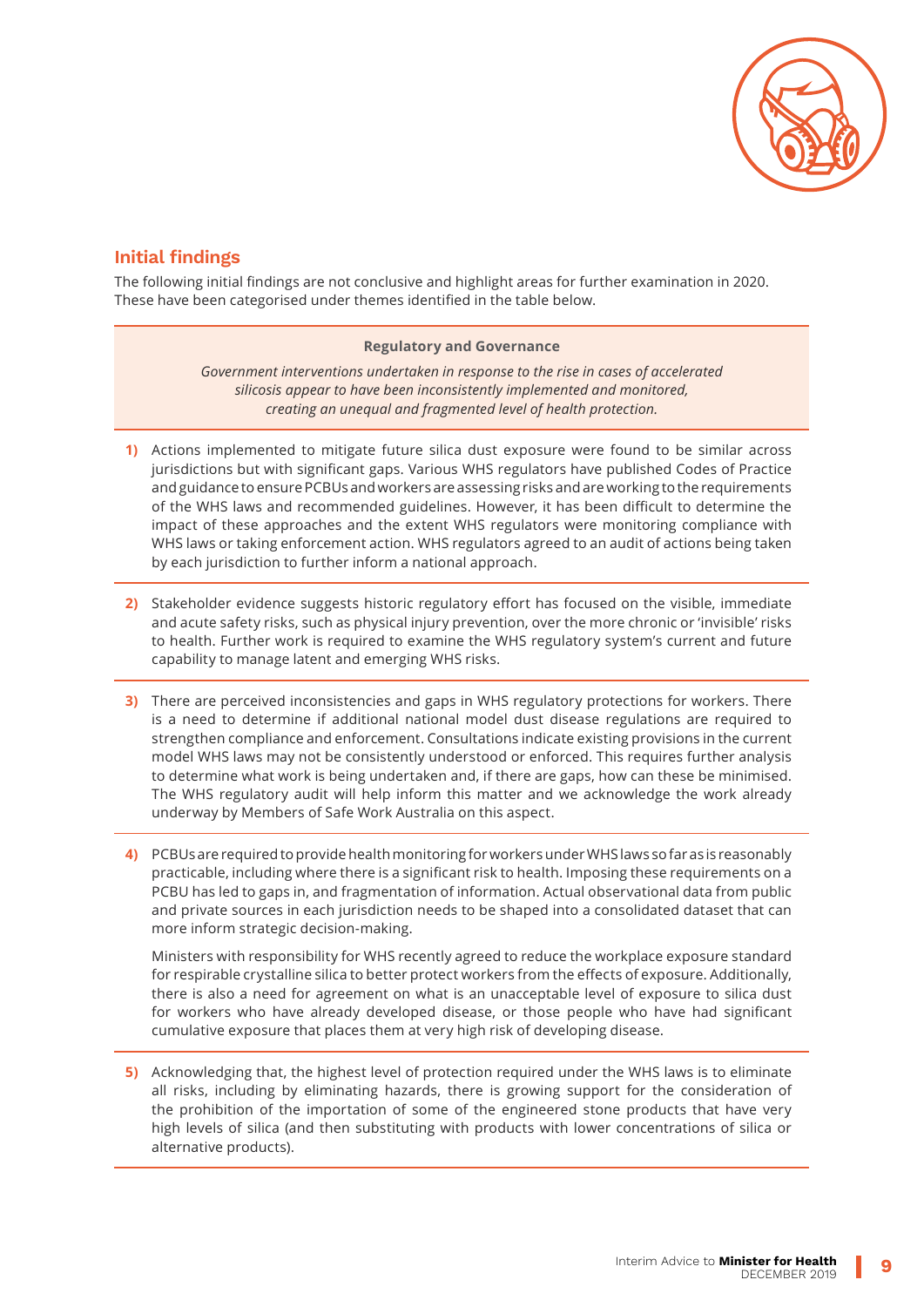## Initial findings

The following initial findings are not conclusive and highlight areas for further examination in 2020. These have been categorised under themes identified in the table below.

**Regulatory and Governance**

*Government interventions undertaken in response to the rise in cases of accelerated silicosis appear to have been inconsistently implemented and monitored, creating an unequal and fragmented level of health protection.*

1) Actions implemented to mitigate future silica dust exposure were found to be similar across jurisdictions but with significant gaps. Various WHS regulators have published Codes of Practice and guidance to ensure PCBUs and workers are assessing risks and are working to the requirements of the WHS laws and recommended guidelines. However, it has been difficult to determine the impact of these approaches and the extent WHS regulators were monitoring compliance with WHS laws or taking enforcement action. WHS regulators agreed to an audit of actions being taken by each jurisdiction to further inform a national approach.

2) Stakeholder evidence suggests historic regulatory effort has focused on the visible, immediate and acute safety risks, such as physical injury prevention, over the more chronic or 'invisible' risks to health. Further work is required to examine the WHS regulatory system's current and future capability to manage latent and emerging WHS risks.

3) There are perceived inconsistencies and gaps in WHS regulatory protections for workers. There is a need to determine if additional national model dust disease regulations are required to strengthen compliance and enforcement. Consultations indicate existing provisions in the current model WHS laws may not be consistently understood or enforced. This requires further analysis to determine what work is being undertaken and, if there are gaps, how can these be minimised. The WHS regulatory audit will help inform this matter and we acknowledge the work already underway by Members of Safe Work Australia on this aspect.

4) PCBUs are required to provide health monitoring for workers under WHS laws so far as is reasonably practicable, including where there is a significant risk to health. Imposing these requirements on a PCBU has led to gaps in, and fragmentation of information. Actual observational data from public and private sources in each jurisdiction needs to be shaped into a consolidated dataset that can more inform strategic decision-making.

   Ministers with responsibility for WHS recently agreed to reduce the workplace exposure standard for respirable crystalline silica to better protect workers from the effects of exposure. Additionally, there is also a need for agreement on what is an unacceptable level of exposure to silica dust for workers who have already developed disease, or those people who have had significant cumulative exposure that places them at very high risk of developing disease.

5) Acknowledging that, the highest level of protection required under the WHS laws is to eliminate all risks, including by eliminating hazards, there is growing support for the consideration of the prohibition of the importation of some of the engineered stone products that have very high levels of silica (and then substituting with products with lower concentrations of silica or alternative products).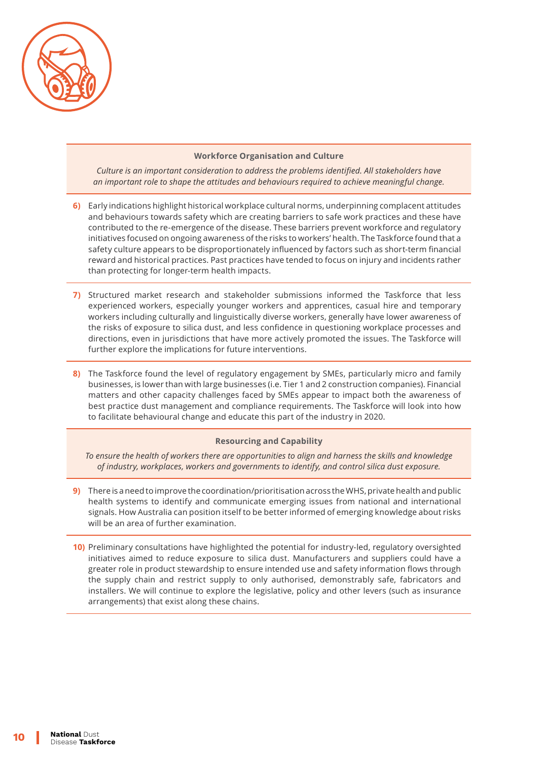### Workforce Organisation and Culture

*Culture is an important consideration to address the problems identified. All stakeholders have an important role to shape the attitudes and behaviours required to achieve meaningful change.*

**6)** Early indications highlight historical workplace cultural norms, underpinning complacent attitudes and behaviours towards safety which are creating barriers to safe work practices and these have contributed to the re-emergence of the disease. These barriers prevent workforce and regulatory initiatives focused on ongoing awareness of the risks to workers' health. The Taskforce found that a safety culture appears to be disproportionately influenced by factors such as short-term financial reward and historical practices. Past practices have tended to focus on injury and incidents rather than protecting for longer-term health impacts.

**7)** Structured market research and stakeholder submissions informed the Taskforce that less experienced workers, especially younger workers and apprentices, casual hire and temporary workers including culturally and linguistically diverse workers, generally have lower awareness of the risks of exposure to silica dust, and less confidence in questioning workplace processes and directions, even in jurisdictions that have more actively promoted the issues. The Taskforce will further explore the implications for future interventions.

**8)** The Taskforce found the level of regulatory engagement by SMEs, particularly micro and family businesses, is lower than with large businesses (i.e. Tier 1 and 2 construction companies). Financial matters and other capacity challenges faced by SMEs appear to impact both the awareness of best practice dust management and compliance requirements. The Taskforce will look into how to facilitate behavioural change and educate this part of the industry in 2020.

### Resourcing and Capability

*To ensure the health of workers there are opportunities to align and harness the skills and knowledge of industry, workplaces, workers and governments to identify, and control silica dust exposure.*

**9)** There is a need to improve the coordination/prioritisation across the WHS, private health and public health systems to identify and communicate emerging issues from national and international signals. How Australia can position itself to be better informed of emerging knowledge about risks will be an area of further examination.

**10)** Preliminary consultations have highlighted the potential for industry-led, regulatory oversighted initiatives aimed to reduce exposure to silica dust. Manufacturers and suppliers could have a greater role in product stewardship to ensure intended use and safety information flows through the supply chain and restrict supply to only authorised, demonstrably safe, fabricators and installers. We will continue to explore the legislative, policy and other levers (such as insurance arrangements) that exist along these chains.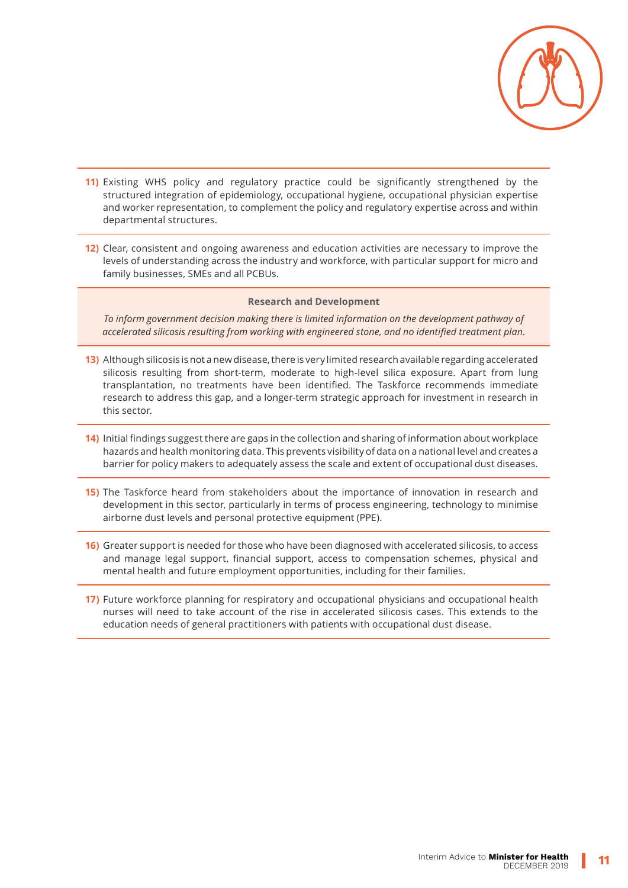11) Existing WHS policy and regulatory practice could be significantly strengthened by the structured integration of epidemiology, occupational hygiene, occupational physician expertise and worker representation, to complement the policy and regulatory expertise across and within departmental structures.

12) Clear, consistent and ongoing awareness and education activities are necessary to improve the levels of understanding across the industry and workforce, with particular support for micro and family businesses, SMEs and all PCBUs.

**Research and Development**

*To inform government decision making there is limited information on the development pathway of accelerated silicosis resulting from working with engineered stone, and no identified treatment plan.*

13) Although silicosis is not a new disease, there is very limited research available regarding accelerated silicosis resulting from short-term, moderate to high-level silica exposure. Apart from lung transplantation, no treatments have been identified. The Taskforce recommends immediate research to address this gap, and a longer-term strategic approach for investment in research in this sector.

14) Initial findings suggest there are gaps in the collection and sharing of information about workplace hazards and health monitoring data. This prevents visibility of data on a national level and creates a barrier for policy makers to adequately assess the scale and extent of occupational dust diseases.

15) The Taskforce heard from stakeholders about the importance of innovation in research and development in this sector, particularly in terms of process engineering, technology to minimise airborne dust levels and personal protective equipment (PPE).

16) Greater support is needed for those who have been diagnosed with accelerated silicosis, to access and manage legal support, financial support, access to compensation schemes, physical and mental health and future employment opportunities, including for their families.

17) Future workforce planning for respiratory and occupational physicians and occupational health nurses will need to take account of the rise in accelerated silicosis cases. This extends to the education needs of general practitioners with patients with occupational dust disease.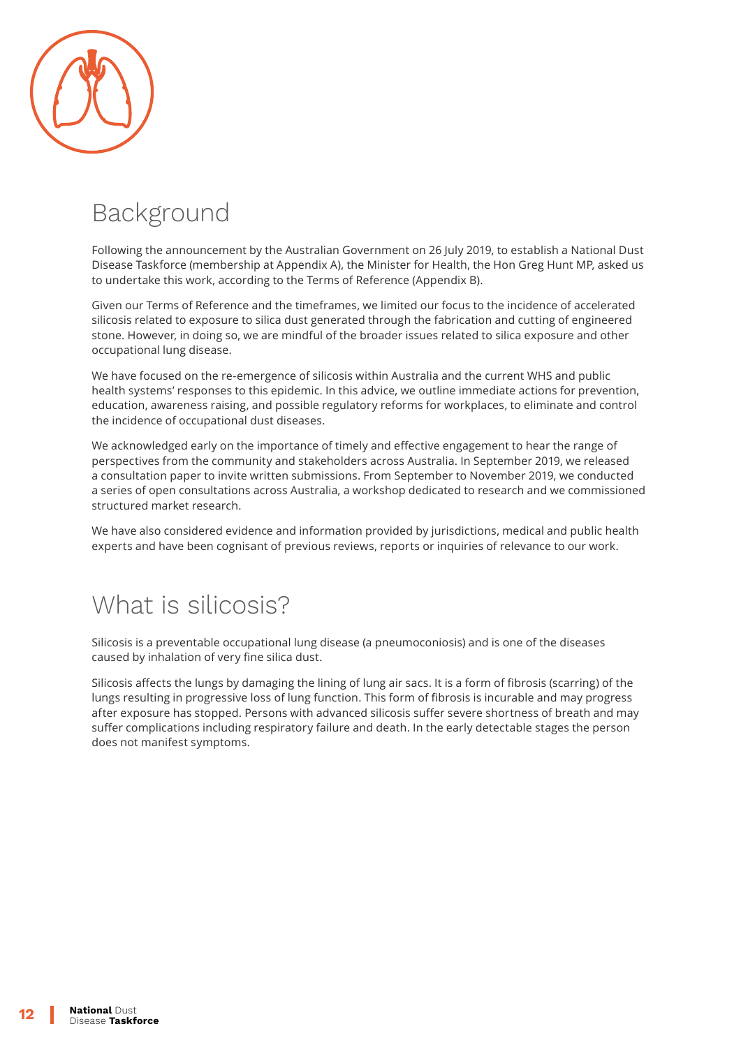# Background

Following the announcement by the Australian Government on 26 July 2019, to establish a National Dust Disease Taskforce (membership at Appendix A), the Minister for Health, the Hon Greg Hunt MP, asked us to undertake this work, according to the Terms of Reference (Appendix B).

Given our Terms of Reference and the timeframes, we limited our focus to the incidence of accelerated silicosis related to exposure to silica dust generated through the fabrication and cutting of engineered stone. However, in doing so, we are mindful of the broader issues related to silica exposure and other occupational lung disease.

We have focused on the re-emergence of silicosis within Australia and the current WHS and public health systems' responses to this epidemic. In this advice, we outline immediate actions for prevention, education, awareness raising, and possible regulatory reforms for workplaces, to eliminate and control the incidence of occupational dust diseases.

We acknowledged early on the importance of timely and effective engagement to hear the range of perspectives from the community and stakeholders across Australia. In September 2019, we released a consultation paper to invite written submissions. From September to November 2019, we conducted a series of open consultations across Australia, a workshop dedicated to research and we commissioned structured market research.

We have also considered evidence and information provided by jurisdictions, medical and public health experts and have been cognisant of previous reviews, reports or inquiries of relevance to our work.

# What is silicosis?

Silicosis is a preventable occupational lung disease (a pneumoconiosis) and is one of the diseases caused by inhalation of very fine silica dust.

Silicosis affects the lungs by damaging the lining of lung air sacs. It is a form of fibrosis (scarring) of the lungs resulting in progressive loss of lung function. This form of fibrosis is incurable and may progress after exposure has stopped. Persons with advanced silicosis suffer severe shortness of breath and may suffer complications including respiratory failure and death. In the early detectable stages the person does not manifest symptoms.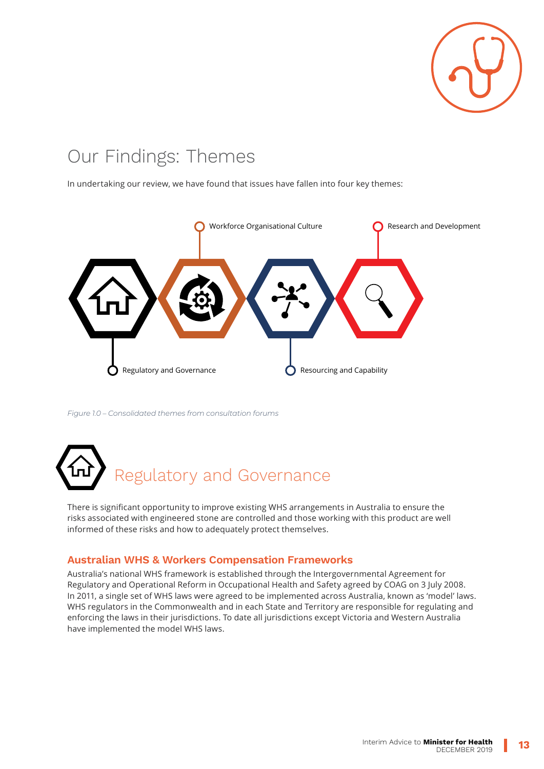# Our Findings: Themes

In undertaking our review, we have found that issues have fallen into four key themes:

Workforce Organisational Culture

Research and Development

Regulatory and Governance

Resourcing and Capability

*Figure 1.0 – Consolidated themes from consultation forums*

## Regulatory and Governance

There is significant opportunity to improve existing WHS arrangements in Australia to ensure the risks associated with engineered stone are controlled and those working with this product are well informed of these risks and how to adequately protect themselves.

### Australian WHS & Workers Compensation Frameworks

Australia's national WHS framework is established through the Intergovernmental Agreement for Regulatory and Operational Reform in Occupational Health and Safety agreed by COAG on 3 July 2008. In 2011, a single set of WHS laws were agreed to be implemented across Australia, known as 'model' laws. WHS regulators in the Commonwealth and in each State and Territory are responsible for regulating and enforcing the laws in their jurisdictions. To date all jurisdictions except Victoria and Western Australia have implemented the model WHS laws.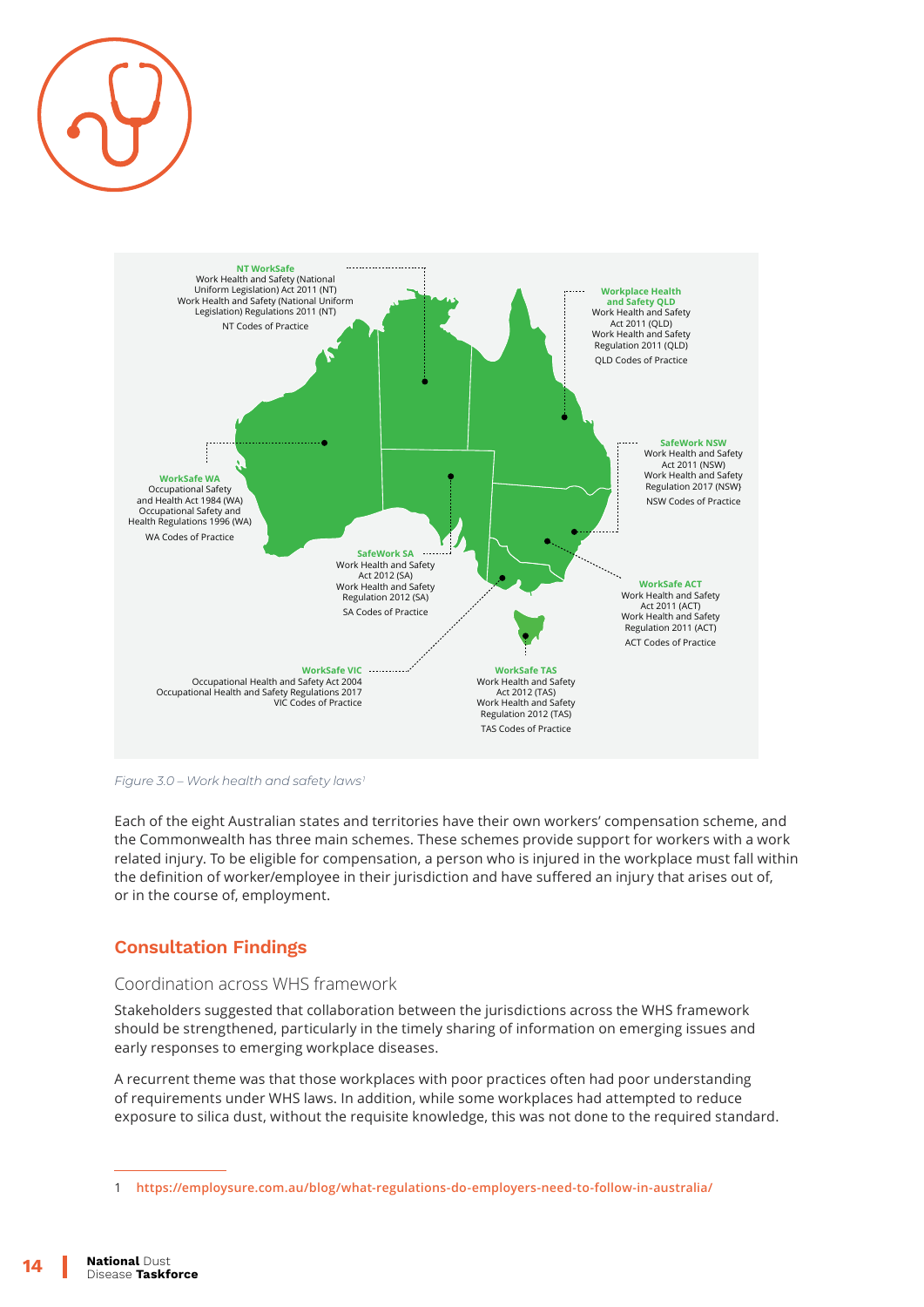NT WorkSafe
Work Health and Safety (National Uniform Legislation) Act 2011 (NT)
Work Health and Safety (National Uniform Legislation) Regulations 2011 (NT)
NT Codes of Practice

Workplace Health and Safety QLD
Work Health and Safety Act 2011 (QLD)
Work Health and Safety Regulation 2011 (QLD)
QLD Codes of Practice

SafeWork NSW
Work Health and Safety Act 2011 (NSW)
Work Health and Safety Regulation 2017 (NSW)
NSW Codes of Practice

WorkSafe WA
Occupational Safety and Health Act 1984 (WA)
Occupational Safety and Health Regulations 1996 (WA)
WA Codes of Practice

SafeWork SA
Work Health and Safety Act 2012 (SA)
Work Health and Safety Regulation 2012 (SA)
SA Codes of Practice

WorkSafe ACT
Work Health and Safety Act 2011 (ACT)
Work Health and Safety Regulation 2011 (ACT)
ACT Codes of Practice

WorkSafe VIC
Occupational Health and Safety Act 2004
Occupational Health and Safety Regulations 2017
VIC Codes of Practice

WorkSafe TAS
Work Health and Safety Act 2012 (TAS)
Work Health and Safety Regulation 2012 (TAS)
TAS Codes of Practice

*Figure 3.0 – Work health and safety laws*[1]

Each of the eight Australian states and territories have their own workers' compensation scheme, and the Commonwealth has three main schemes. These schemes provide support for workers with a work related injury. To be eligible for compensation, a person who is injured in the workplace must fall within the definition of worker/employee in their jurisdiction and have suffered an injury that arises out of, or in the course of, employment.

## Consultation Findings

### Coordination across WHS framework

Stakeholders suggested that collaboration between the jurisdictions across the WHS framework should be strengthened, particularly in the timely sharing of information on emerging issues and early responses to emerging workplace diseases.

A recurrent theme was that those workplaces with poor practices often had poor understanding of requirements under WHS laws. In addition, while some workplaces had attempted to reduce exposure to silica dust, without the requisite knowledge, this was not done to the required standard.

1 https://employsure.com.au/blog/what-regulations-do-employers-need-to-follow-in-australia/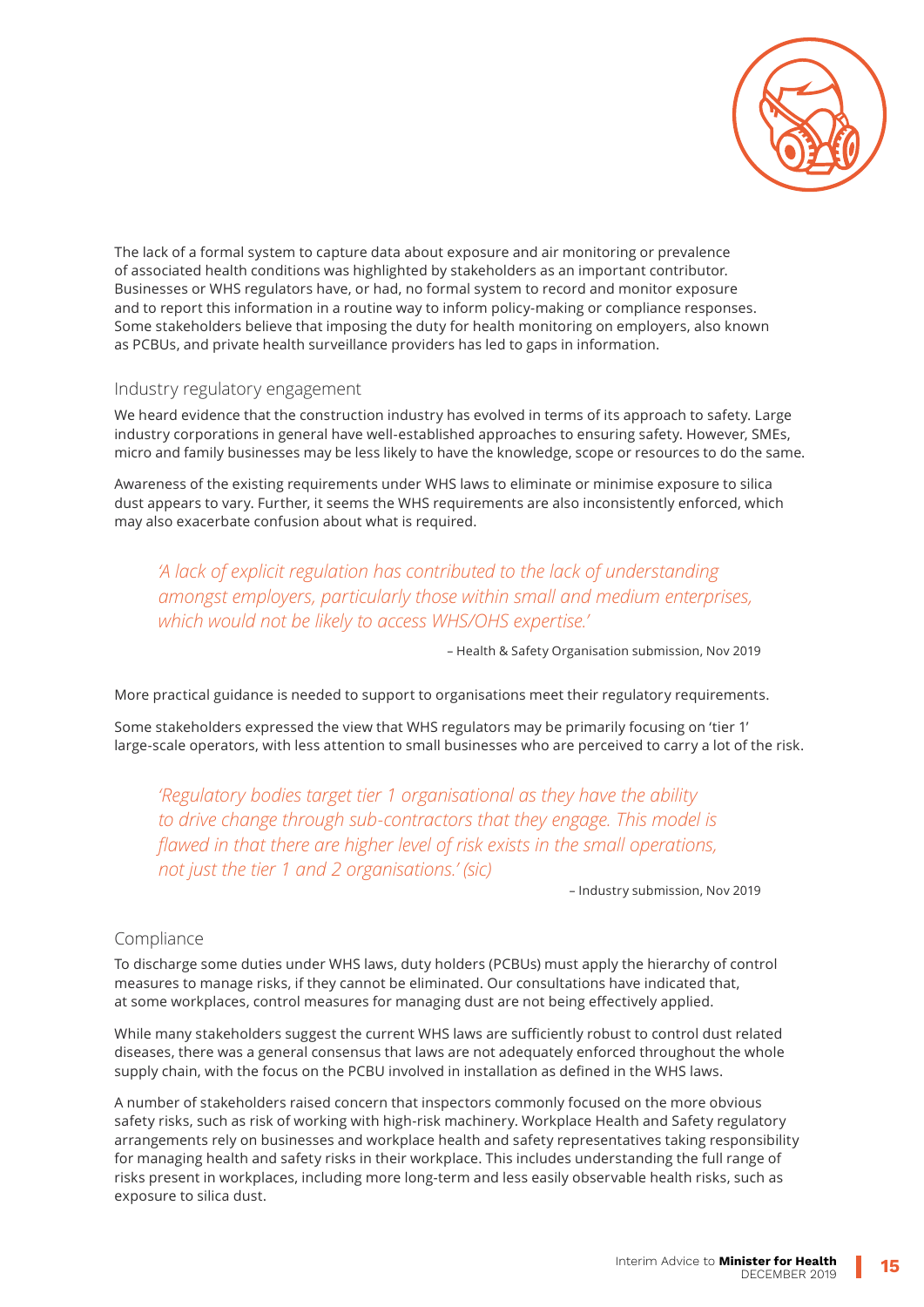The lack of a formal system to capture data about exposure and air monitoring or prevalence of associated health conditions was highlighted by stakeholders as an important contributor. Businesses or WHS regulators have, or had, no formal system to record and monitor exposure and to report this information in a routine way to inform policy-making or compliance responses. Some stakeholders believe that imposing the duty for health monitoring on employers, also known as PCBUs, and private health surveillance providers has led to gaps in information.

### Industry regulatory engagement

We heard evidence that the construction industry has evolved in terms of its approach to safety. Large industry corporations in general have well-established approaches to ensuring safety. However, SMEs, micro and family businesses may be less likely to have the knowledge, scope or resources to do the same.

Awareness of the existing requirements under WHS laws to eliminate or minimise exposure to silica dust appears to vary. Further, it seems the WHS requirements are also inconsistently enforced, which may also exacerbate confusion about what is required.

> *'A lack of explicit regulation has contributed to the lack of understanding amongst employers, particularly those within small and medium enterprises, which would not be likely to access WHS/OHS expertise.'*
>
> – Health & Safety Organisation submission, Nov 2019

More practical guidance is needed to support to organisations meet their regulatory requirements.

Some stakeholders expressed the view that WHS regulators may be primarily focusing on 'tier 1' large-scale operators, with less attention to small businesses who are perceived to carry a lot of the risk.

> *'Regulatory bodies target tier 1 organisational as they have the ability to drive change through sub-contractors that they engage. This model is flawed in that there are higher level of risk exists in the small operations, not just the tier 1 and 2 organisations.' (sic)*
>
> – Industry submission, Nov 2019

### Compliance

To discharge some duties under WHS laws, duty holders (PCBUs) must apply the hierarchy of control measures to manage risks, if they cannot be eliminated. Our consultations have indicated that, at some workplaces, control measures for managing dust are not being effectively applied.

While many stakeholders suggest the current WHS laws are sufficiently robust to control dust related diseases, there was a general consensus that laws are not adequately enforced throughout the whole supply chain, with the focus on the PCBU involved in installation as defined in the WHS laws.

A number of stakeholders raised concern that inspectors commonly focused on the more obvious safety risks, such as risk of working with high-risk machinery. Workplace Health and Safety regulatory arrangements rely on businesses and workplace health and safety representatives taking responsibility for managing health and safety risks in their workplace. This includes understanding the full range of risks present in workplaces, including more long-term and less easily observable health risks, such as exposure to silica dust.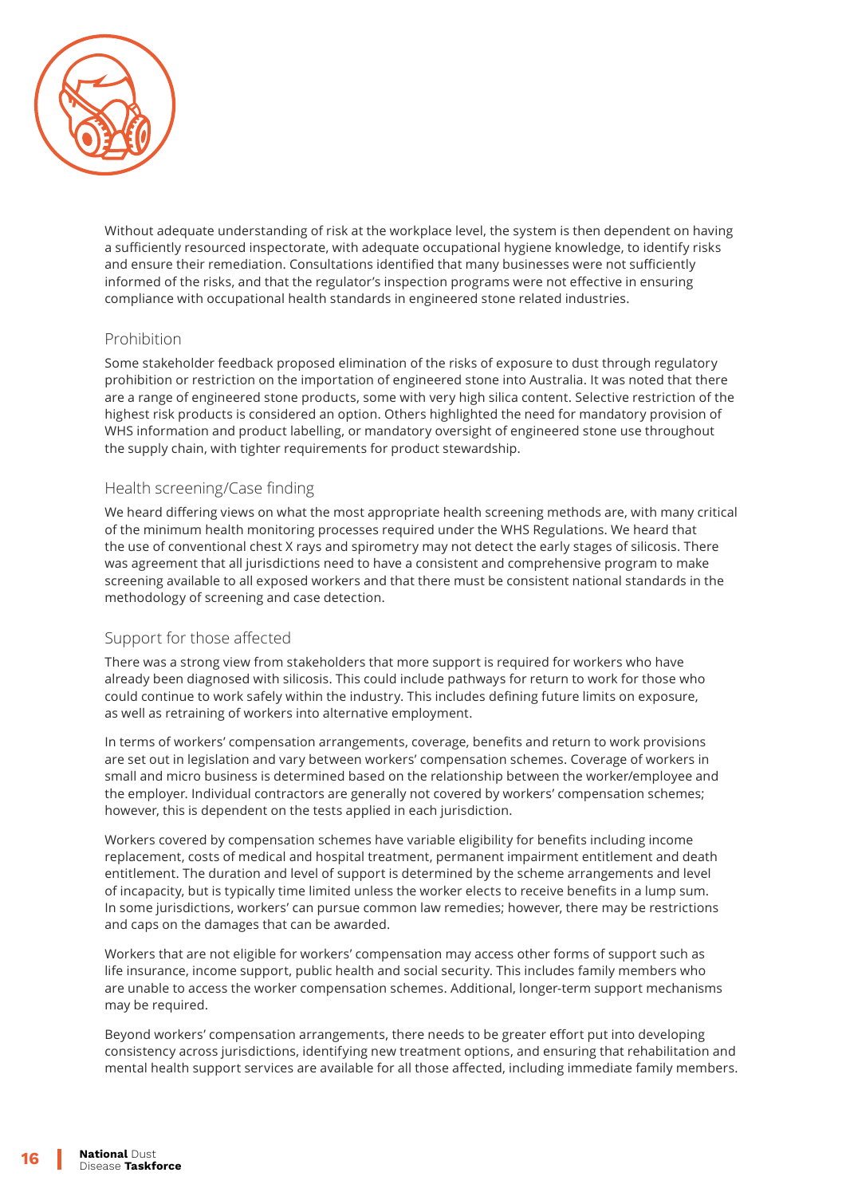Without adequate understanding of risk at the workplace level, the system is then dependent on having a sufficiently resourced inspectorate, with adequate occupational hygiene knowledge, to identify risks and ensure their remediation. Consultations identified that many businesses were not sufficiently informed of the risks, and that the regulator's inspection programs were not effective in ensuring compliance with occupational health standards in engineered stone related industries.

### Prohibition

Some stakeholder feedback proposed elimination of the risks of exposure to dust through regulatory prohibition or restriction on the importation of engineered stone into Australia. It was noted that there are a range of engineered stone products, some with very high silica content. Selective restriction of the highest risk products is considered an option. Others highlighted the need for mandatory provision of WHS information and product labelling, or mandatory oversight of engineered stone use throughout the supply chain, with tighter requirements for product stewardship.

### Health screening/Case finding

We heard differing views on what the most appropriate health screening methods are, with many critical of the minimum health monitoring processes required under the WHS Regulations. We heard that the use of conventional chest X rays and spirometry may not detect the early stages of silicosis. There was agreement that all jurisdictions need to have a consistent and comprehensive program to make screening available to all exposed workers and that there must be consistent national standards in the methodology of screening and case detection.

### Support for those affected

There was a strong view from stakeholders that more support is required for workers who have already been diagnosed with silicosis. This could include pathways for return to work for those who could continue to work safely within the industry. This includes defining future limits on exposure, as well as retraining of workers into alternative employment.

In terms of workers' compensation arrangements, coverage, benefits and return to work provisions are set out in legislation and vary between workers' compensation schemes. Coverage of workers in small and micro business is determined based on the relationship between the worker/employee and the employer. Individual contractors are generally not covered by workers' compensation schemes; however, this is dependent on the tests applied in each jurisdiction.

Workers covered by compensation schemes have variable eligibility for benefits including income replacement, costs of medical and hospital treatment, permanent impairment entitlement and death entitlement. The duration and level of support is determined by the scheme arrangements and level of incapacity, but is typically time limited unless the worker elects to receive benefits in a lump sum. In some jurisdictions, workers' can pursue common law remedies; however, there may be restrictions and caps on the damages that can be awarded.

Workers that are not eligible for workers' compensation may access other forms of support such as life insurance, income support, public health and social security. This includes family members who are unable to access the worker compensation schemes. Additional, longer-term support mechanisms may be required.

Beyond workers' compensation arrangements, there needs to be greater effort put into developing consistency across jurisdictions, identifying new treatment options, and ensuring that rehabilitation and mental health support services are available for all those affected, including immediate family members.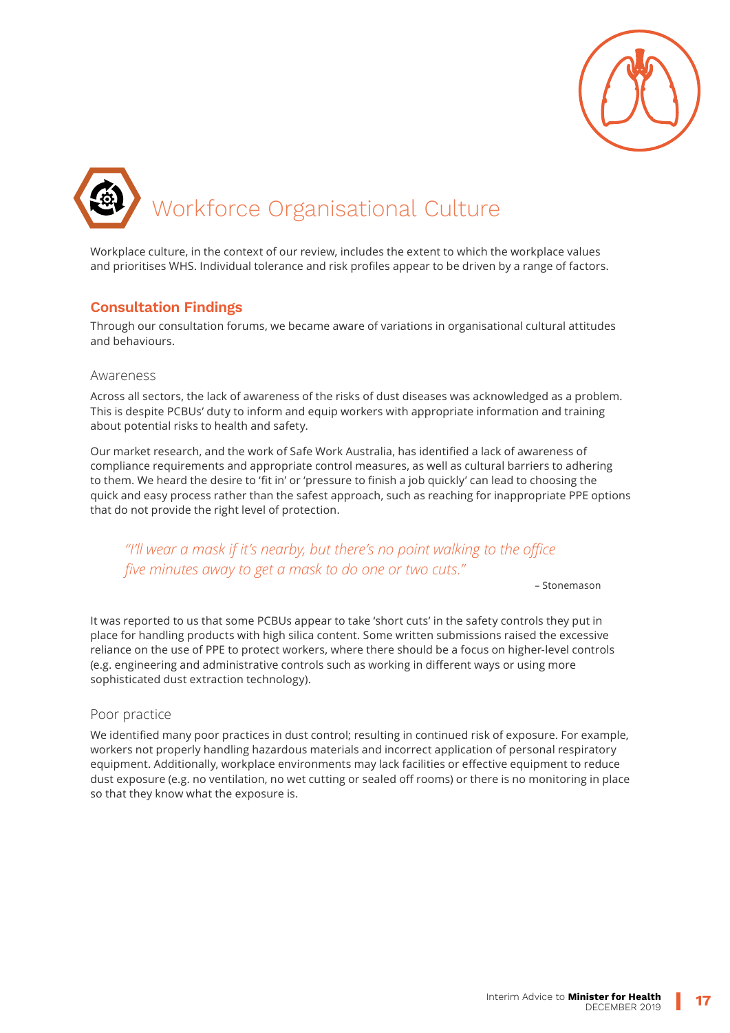# Workforce Organisational Culture

Workplace culture, in the context of our review, includes the extent to which the workplace values and prioritises WHS. Individual tolerance and risk profiles appear to be driven by a range of factors.

## Consultation Findings

Through our consultation forums, we became aware of variations in organisational cultural attitudes and behaviours.

### Awareness

Across all sectors, the lack of awareness of the risks of dust diseases was acknowledged as a problem. This is despite PCBUs' duty to inform and equip workers with appropriate information and training about potential risks to health and safety.

Our market research, and the work of Safe Work Australia, has identified a lack of awareness of compliance requirements and appropriate control measures, as well as cultural barriers to adhering to them. We heard the desire to 'fit in' or 'pressure to finish a job quickly' can lead to choosing the quick and easy process rather than the safest approach, such as reaching for inappropriate PPE options that do not provide the right level of protection.

> *"I'll wear a mask if it's nearby, but there's no point walking to the office five minutes away to get a mask to do one or two cuts."*
>
> – Stonemason

It was reported to us that some PCBUs appear to take 'short cuts' in the safety controls they put in place for handling products with high silica content. Some written submissions raised the excessive reliance on the use of PPE to protect workers, where there should be a focus on higher-level controls (e.g. engineering and administrative controls such as working in different ways or using more sophisticated dust extraction technology).

### Poor practice

We identified many poor practices in dust control; resulting in continued risk of exposure. For example, workers not properly handling hazardous materials and incorrect application of personal respiratory equipment. Additionally, workplace environments may lack facilities or effective equipment to reduce dust exposure (e.g. no ventilation, no wet cutting or sealed off rooms) or there is no monitoring in place so that they know what the exposure is.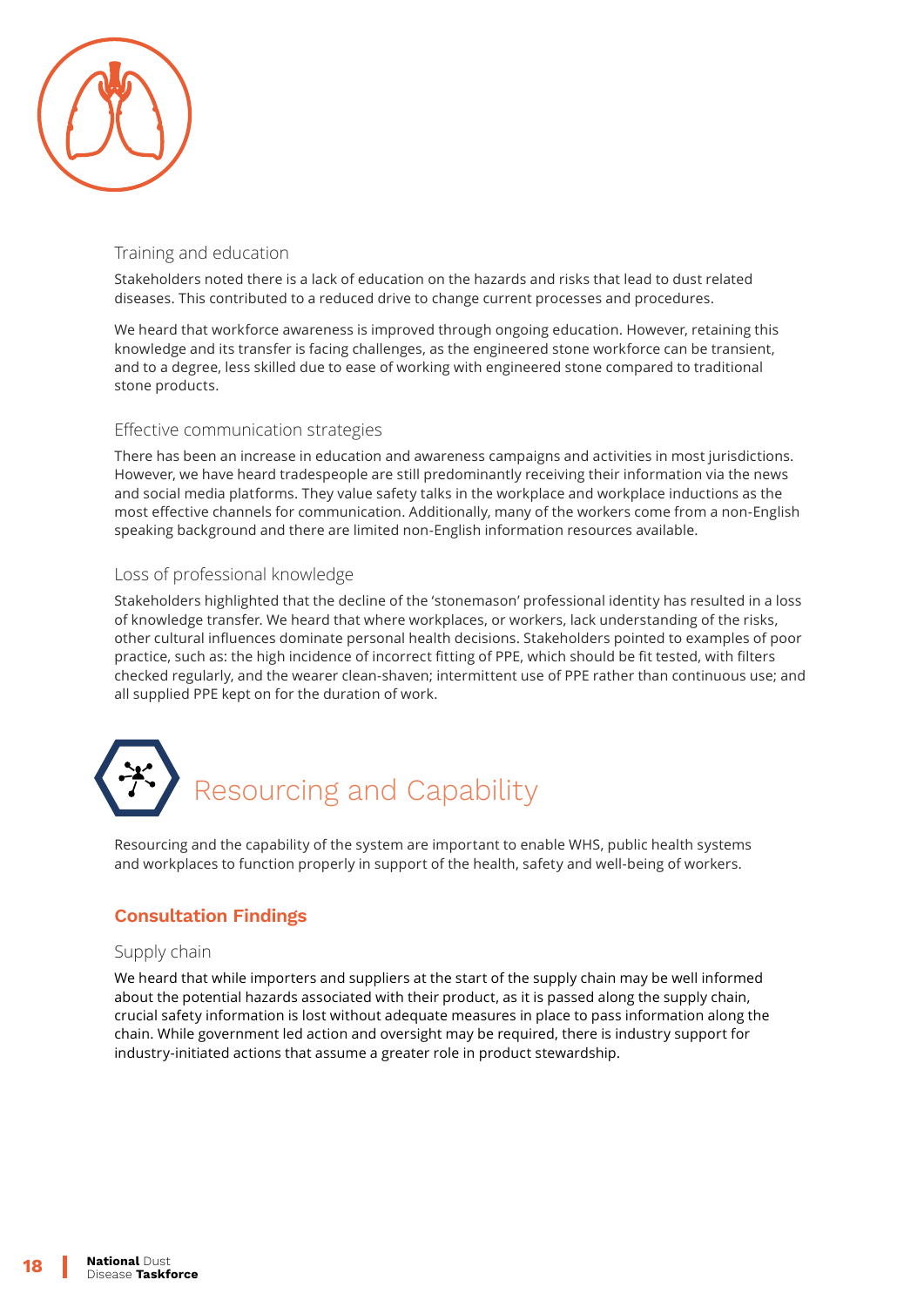### Training and education

Stakeholders noted there is a lack of education on the hazards and risks that lead to dust related diseases. This contributed to a reduced drive to change current processes and procedures.

We heard that workforce awareness is improved through ongoing education. However, retaining this knowledge and its transfer is facing challenges, as the engineered stone workforce can be transient, and to a degree, less skilled due to ease of working with engineered stone compared to traditional stone products.

### Effective communication strategies

There has been an increase in education and awareness campaigns and activities in most jurisdictions. However, we have heard tradespeople are still predominantly receiving their information via the news and social media platforms. They value safety talks in the workplace and workplace inductions as the most effective channels for communication. Additionally, many of the workers come from a non-English speaking background and there are limited non-English information resources available.

### Loss of professional knowledge

Stakeholders highlighted that the decline of the 'stonemason' professional identity has resulted in a loss of knowledge transfer. We heard that where workplaces, or workers, lack understanding of the risks, other cultural influences dominate personal health decisions. Stakeholders pointed to examples of poor practice, such as: the high incidence of incorrect fitting of PPE, which should be fit tested, with filters checked regularly, and the wearer clean-shaven; intermittent use of PPE rather than continuous use; and all supplied PPE kept on for the duration of work.

# Resourcing and Capability

Resourcing and the capability of the system are important to enable WHS, public health systems and workplaces to function properly in support of the health, safety and well-being of workers.

## Consultation Findings

### Supply chain

We heard that while importers and suppliers at the start of the supply chain may be well informed about the potential hazards associated with their product, as it is passed along the supply chain, crucial safety information is lost without adequate measures in place to pass information along the chain. While government led action and oversight may be required, there is industry support for industry-initiated actions that assume a greater role in product stewardship.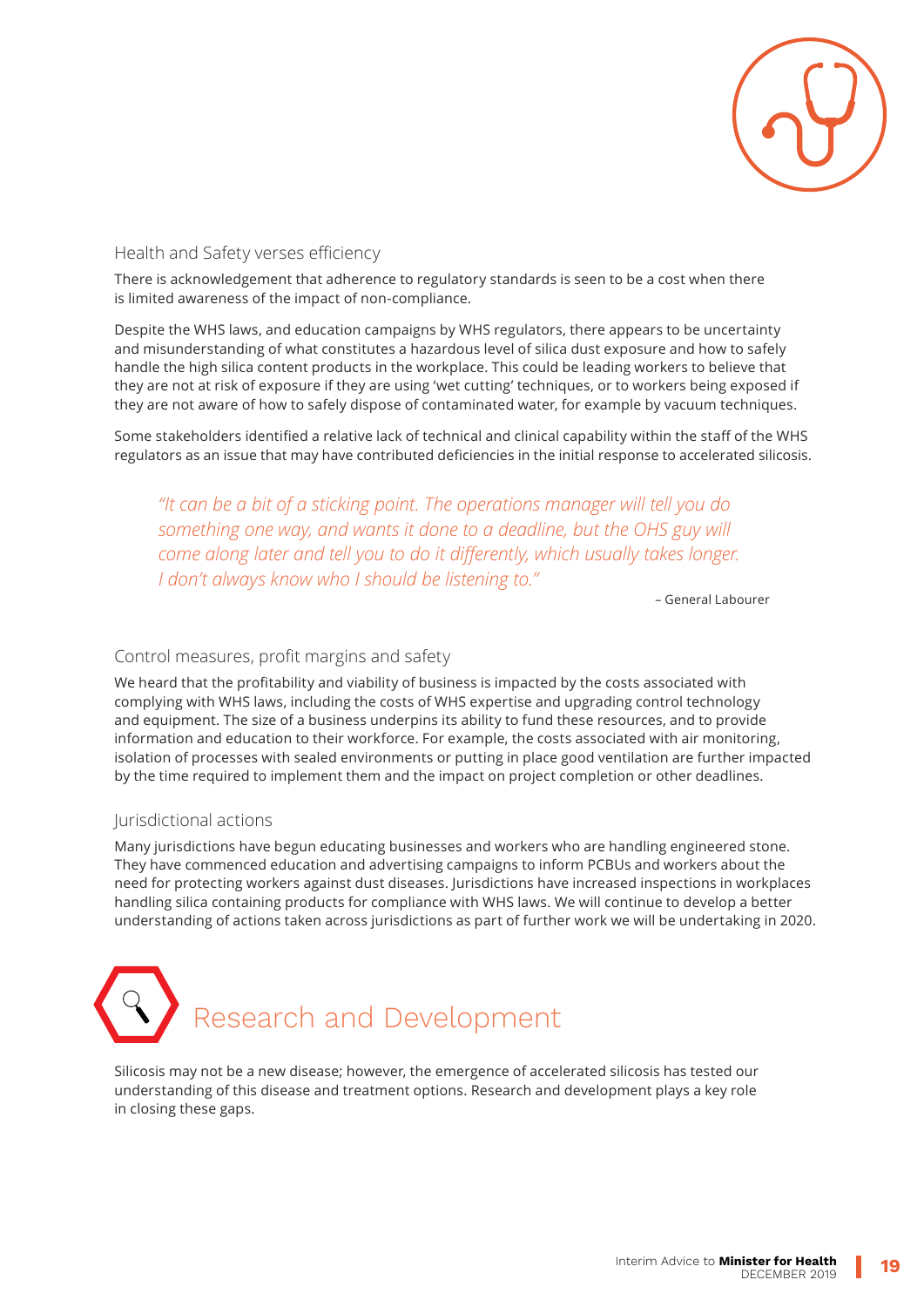### Health and Safety verses efficiency

There is acknowledgement that adherence to regulatory standards is seen to be a cost when there is limited awareness of the impact of non-compliance.

Despite the WHS laws, and education campaigns by WHS regulators, there appears to be uncertainty and misunderstanding of what constitutes a hazardous level of silica dust exposure and how to safely handle the high silica content products in the workplace. This could be leading workers to believe that they are not at risk of exposure if they are using 'wet cutting' techniques, or to workers being exposed if they are not aware of how to safely dispose of contaminated water, for example by vacuum techniques.

Some stakeholders identified a relative lack of technical and clinical capability within the staff of the WHS regulators as an issue that may have contributed deficiencies in the initial response to accelerated silicosis.

> *"It can be a bit of a sticking point. The operations manager will tell you do something one way, and wants it done to a deadline, but the OHS guy will come along later and tell you to do it differently, which usually takes longer. I don't always know who I should be listening to."*
>
> – General Labourer

### Control measures, profit margins and safety

We heard that the profitability and viability of business is impacted by the costs associated with complying with WHS laws, including the costs of WHS expertise and upgrading control technology and equipment. The size of a business underpins its ability to fund these resources, and to provide information and education to their workforce. For example, the costs associated with air monitoring, isolation of processes with sealed environments or putting in place good ventilation are further impacted by the time required to implement them and the impact on project completion or other deadlines.

### Jurisdictional actions

Many jurisdictions have begun educating businesses and workers who are handling engineered stone. They have commenced education and advertising campaigns to inform PCBUs and workers about the need for protecting workers against dust diseases. Jurisdictions have increased inspections in workplaces handling silica containing products for compliance with WHS laws. We will continue to develop a better understanding of actions taken across jurisdictions as part of further work we will be undertaking in 2020.

## Research and Development

Silicosis may not be a new disease; however, the emergence of accelerated silicosis has tested our understanding of this disease and treatment options. Research and development plays a key role in closing these gaps.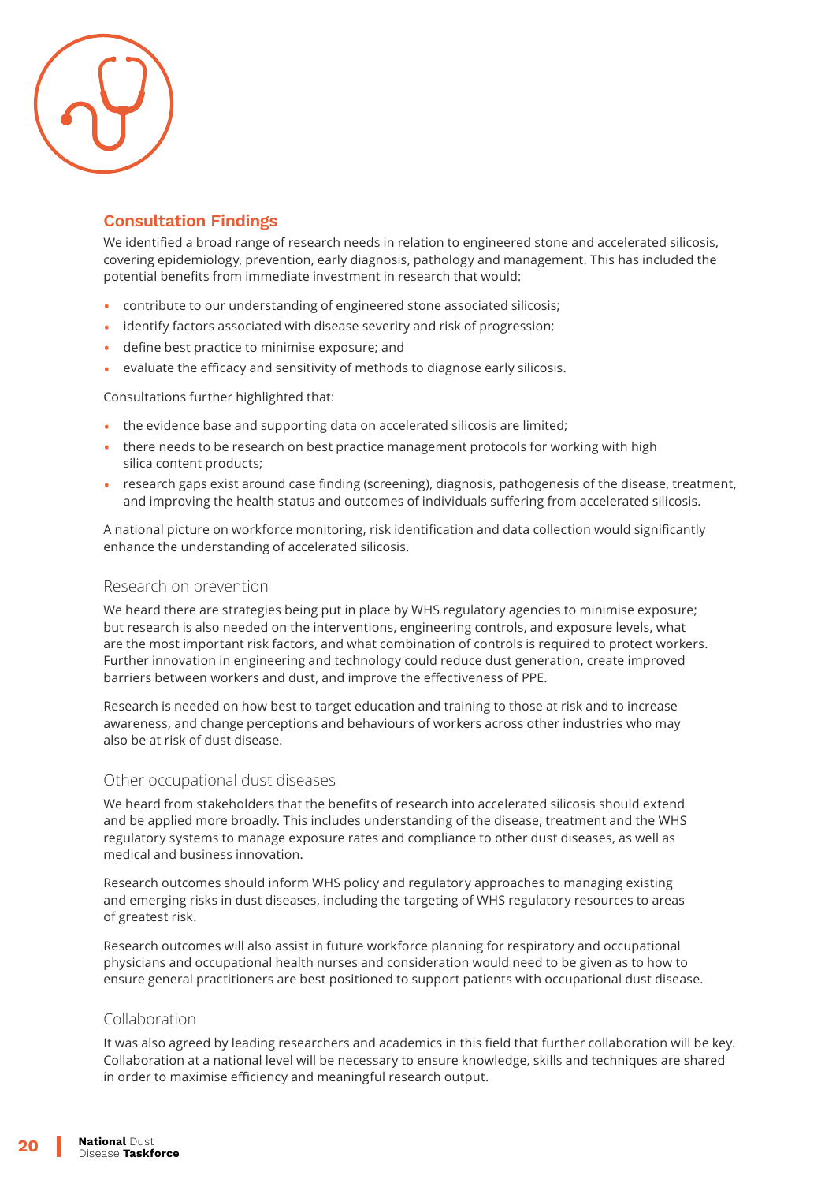## Consultation Findings

We identified a broad range of research needs in relation to engineered stone and accelerated silicosis, covering epidemiology, prevention, early diagnosis, pathology and management. This has included the potential benefits from immediate investment in research that would:

- contribute to our understanding of engineered stone associated silicosis;
- identify factors associated with disease severity and risk of progression;
- define best practice to minimise exposure; and
- evaluate the efficacy and sensitivity of methods to diagnose early silicosis.

Consultations further highlighted that:

- the evidence base and supporting data on accelerated silicosis are limited;
- there needs to be research on best practice management protocols for working with high silica content products;
- research gaps exist around case finding (screening), diagnosis, pathogenesis of the disease, treatment, and improving the health status and outcomes of individuals suffering from accelerated silicosis.

A national picture on workforce monitoring, risk identification and data collection would significantly enhance the understanding of accelerated silicosis.

### Research on prevention

We heard there are strategies being put in place by WHS regulatory agencies to minimise exposure; but research is also needed on the interventions, engineering controls, and exposure levels, what are the most important risk factors, and what combination of controls is required to protect workers. Further innovation in engineering and technology could reduce dust generation, create improved barriers between workers and dust, and improve the effectiveness of PPE.

Research is needed on how best to target education and training to those at risk and to increase awareness, and change perceptions and behaviours of workers across other industries who may also be at risk of dust disease.

### Other occupational dust diseases

We heard from stakeholders that the benefits of research into accelerated silicosis should extend and be applied more broadly. This includes understanding of the disease, treatment and the WHS regulatory systems to manage exposure rates and compliance to other dust diseases, as well as medical and business innovation.

Research outcomes should inform WHS policy and regulatory approaches to managing existing and emerging risks in dust diseases, including the targeting of WHS regulatory resources to areas of greatest risk.

Research outcomes will also assist in future workforce planning for respiratory and occupational physicians and occupational health nurses and consideration would need to be given as to how to ensure general practitioners are best positioned to support patients with occupational dust disease.

### Collaboration

It was also agreed by leading researchers and academics in this field that further collaboration will be key. Collaboration at a national level will be necessary to ensure knowledge, skills and techniques are shared in order to maximise efficiency and meaningful research output.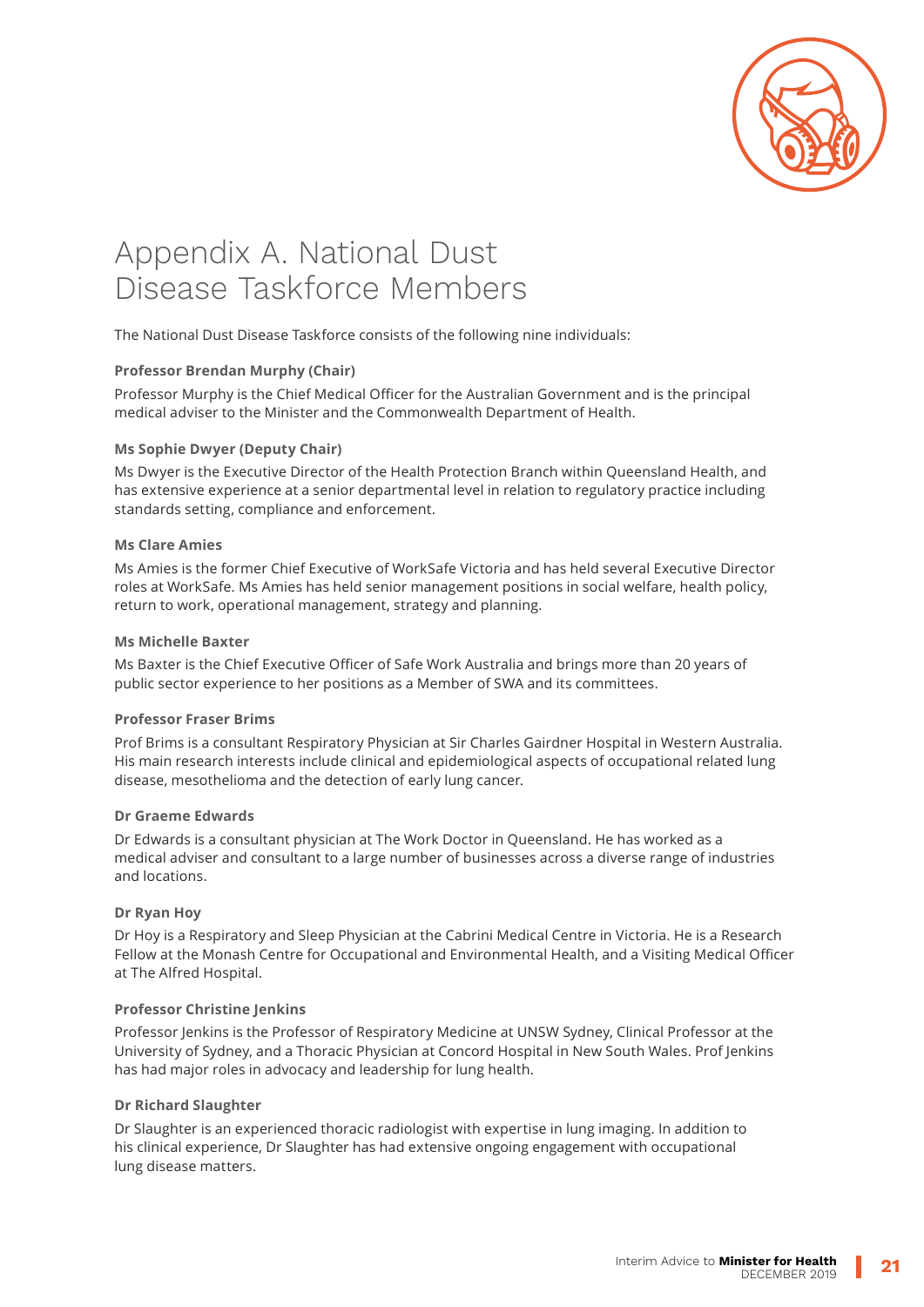# Appendix A. National Dust Disease Taskforce Members

The National Dust Disease Taskforce consists of the following nine individuals:

**Professor Brendan Murphy (Chair)**

Professor Murphy is the Chief Medical Officer for the Australian Government and is the principal medical adviser to the Minister and the Commonwealth Department of Health.

**Ms Sophie Dwyer (Deputy Chair)**

Ms Dwyer is the Executive Director of the Health Protection Branch within Queensland Health, and has extensive experience at a senior departmental level in relation to regulatory practice including standards setting, compliance and enforcement.

**Ms Clare Amies**

Ms Amies is the former Chief Executive of WorkSafe Victoria and has held several Executive Director roles at WorkSafe. Ms Amies has held senior management positions in social welfare, health policy, return to work, operational management, strategy and planning.

**Ms Michelle Baxter**

Ms Baxter is the Chief Executive Officer of Safe Work Australia and brings more than 20 years of public sector experience to her positions as a Member of SWA and its committees.

**Professor Fraser Brims**

Prof Brims is a consultant Respiratory Physician at Sir Charles Gairdner Hospital in Western Australia. His main research interests include clinical and epidemiological aspects of occupational related lung disease, mesothelioma and the detection of early lung cancer.

**Dr Graeme Edwards**

Dr Edwards is a consultant physician at The Work Doctor in Queensland. He has worked as a medical adviser and consultant to a large number of businesses across a diverse range of industries and locations.

**Dr Ryan Hoy**

Dr Hoy is a Respiratory and Sleep Physician at the Cabrini Medical Centre in Victoria. He is a Research Fellow at the Monash Centre for Occupational and Environmental Health, and a Visiting Medical Officer at The Alfred Hospital.

**Professor Christine Jenkins**

Professor Jenkins is the Professor of Respiratory Medicine at UNSW Sydney, Clinical Professor at the University of Sydney, and a Thoracic Physician at Concord Hospital in New South Wales. Prof Jenkins has had major roles in advocacy and leadership for lung health.

**Dr Richard Slaughter**

Dr Slaughter is an experienced thoracic radiologist with expertise in lung imaging. In addition to his clinical experience, Dr Slaughter has had extensive ongoing engagement with occupational lung disease matters.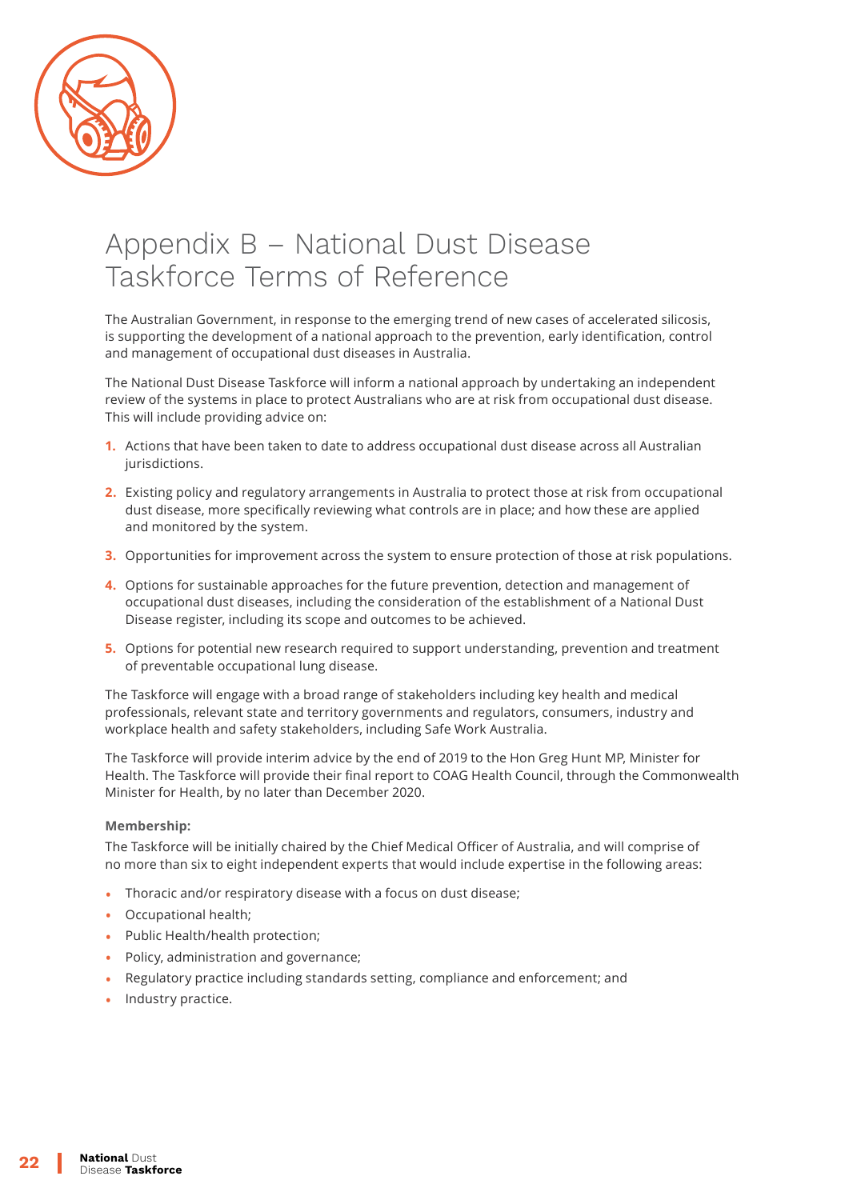# Appendix B – National Dust Disease Taskforce Terms of Reference

The Australian Government, in response to the emerging trend of new cases of accelerated silicosis, is supporting the development of a national approach to the prevention, early identification, control and management of occupational dust diseases in Australia.

The National Dust Disease Taskforce will inform a national approach by undertaking an independent review of the systems in place to protect Australians who are at risk from occupational dust disease. This will include providing advice on:

1. Actions that have been taken to date to address occupational dust disease across all Australian jurisdictions.
2. Existing policy and regulatory arrangements in Australia to protect those at risk from occupational dust disease, more specifically reviewing what controls are in place; and how these are applied and monitored by the system.
3. Opportunities for improvement across the system to ensure protection of those at risk populations.
4. Options for sustainable approaches for the future prevention, detection and management of occupational dust diseases, including the consideration of the establishment of a National Dust Disease register, including its scope and outcomes to be achieved.
5. Options for potential new research required to support understanding, prevention and treatment of preventable occupational lung disease.

The Taskforce will engage with a broad range of stakeholders including key health and medical professionals, relevant state and territory governments and regulators, consumers, industry and workplace health and safety stakeholders, including Safe Work Australia.

The Taskforce will provide interim advice by the end of 2019 to the Hon Greg Hunt MP, Minister for Health. The Taskforce will provide their final report to COAG Health Council, through the Commonwealth Minister for Health, by no later than December 2020.

**Membership:**

The Taskforce will be initially chaired by the Chief Medical Officer of Australia, and will comprise of no more than six to eight independent experts that would include expertise in the following areas:

- Thoracic and/or respiratory disease with a focus on dust disease;
- Occupational health;
- Public Health/health protection;
- Policy, administration and governance;
- Regulatory practice including standards setting, compliance and enforcement; and
- Industry practice.